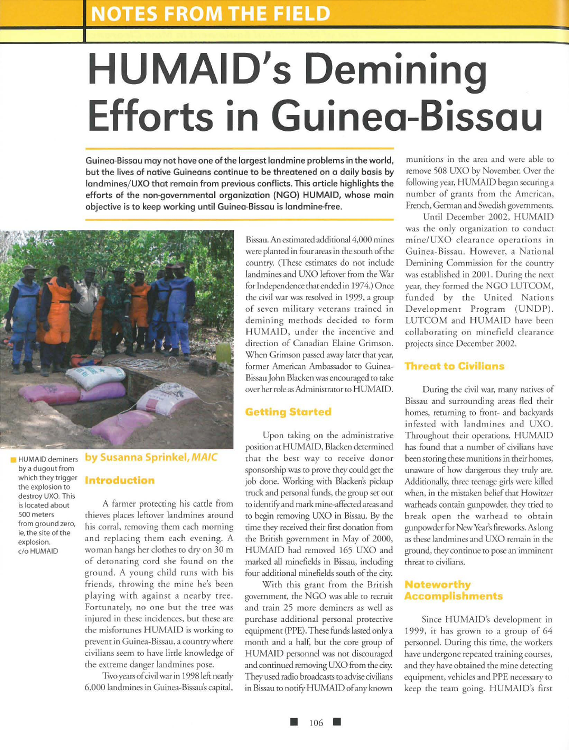# HUMAID's Demining Efforts in Guinea-Bissau

**Guinea-Bissau may not have one of the largest landmine problems in the world, but the lives of native Guineans continue to be threatened on a daily basis by landmines/UXO that remain from previous conflicts. This article highlights the efforts of the non-governmental organization (NGO) HUMAID, whose main objective is to keep working until Guinea-Bissau is landmine-free.**

HUMAID deminers by a dugout from which they trigger the explosion to destroy UXO. This is located about 500 meters from ground zero, ie, the site of the explosion. c/o HUMAID

**by Susanna Sprinkel,** ***MAIC***

## Introduction

A farmer protecting his cattle from thieves places leftover landmines around his corral, removing them each morning and replacing them each evening. A woman hangs her clothes to dry on 30 m of detonating cord she found on the ground. A young child runs with his friends, throwing the mine he's been playing with against a nearby tree. Fortunately, no one but the tree was injured in these incidences, but these are the misfortunes HUMAID is working to prevent in Guinea-Bissau, a country where civilians seem to have little knowledge of the extreme danger landmines pose.

Two years of civil war in 1998 left nearly 6,000 landmines in Guinea-Bissau's capital, Bissau. An estimated additional 4,000 mines were planted in four areas in the south of the country. (These estimates do not include landmines and UXO leftover from the War for Independence that ended in 1974.) Once the civil war was resolved in 1999, a group of seven military veterans trained in demining methods decided to form HUMAID, under the incentive and direction of Canadian Elaine Grimson. When Grimson passed away later that year, former American Ambassador to Guinea-Bissau John Blacken was encouraged to take over her role as Administrator to HUMAID.

## Getting Started

Upon taking on the administrative position at HUMAID, Blacken determined that the best way to receive donor sponsorship was to prove they could get the job done. Working with Blacken's pickup truck and personal funds, the group set out to identify and mark mine-affected areas and to begin removing UXO in Bissau. By the time they received their first donation from the British government in May of 2000, HUMAID had removed 165 UXO and marked all minefields in Bissau, including four additional minefields south of the city.

With this grant from the British government, the NGO was able to recruit and train 25 more deminers as well as purchase additional personal protective equipment (PPE). These funds lasted only a month and a half, but the core group of HUMAID personnel was not discouraged and continued removing UXO from the city. They used radio broadcasts to advise civilians in Bissau to notify HUMAID of any known munitions in the area and were able to remove 508 UXO by November. Over the following year, HUMAID began securing a number of grants from the American, French, German and Swedish governments.

Until December 2002, HUMAID was the only organization to conduct mine/UXO clearance operations in Guinea-Bissau. However, a National Demining Commission for the country was established in 2001. During the next year, they formed the NGO LUTCOM, funded by the United Nations Development Program (UNDP). LUTCOM and HUMAID have been collaborating on minefield clearance projects since December 2002.

## Threat to Civilians

During the civil war, many natives of Bissau and surrounding areas fled their homes, returning to front- and backyards infested with landmines and UXO. Throughout their operations, HUMAID has found that a number of civilians have been storing these munitions in their homes, unaware of how dangerous they truly are. Additionally, three teenage girls were killed when, in the mistaken belief that Howitzer warheads contain gunpowder, they tried to break open the warhead to obtain gunpowder for New Year's fireworks. As long as these landmines and UXO remain in the ground, they continue to pose an imminent threat to civilians.

## Noteworthy Accomplishments

Since HUMAID's development in 1999, it has grown to a group of 64 personnel. During this time, the workers have undergone repeated training courses, and they have obtained the mine detecting equipment, vehicles and PPE necessary to keep the team going. HUMAID's first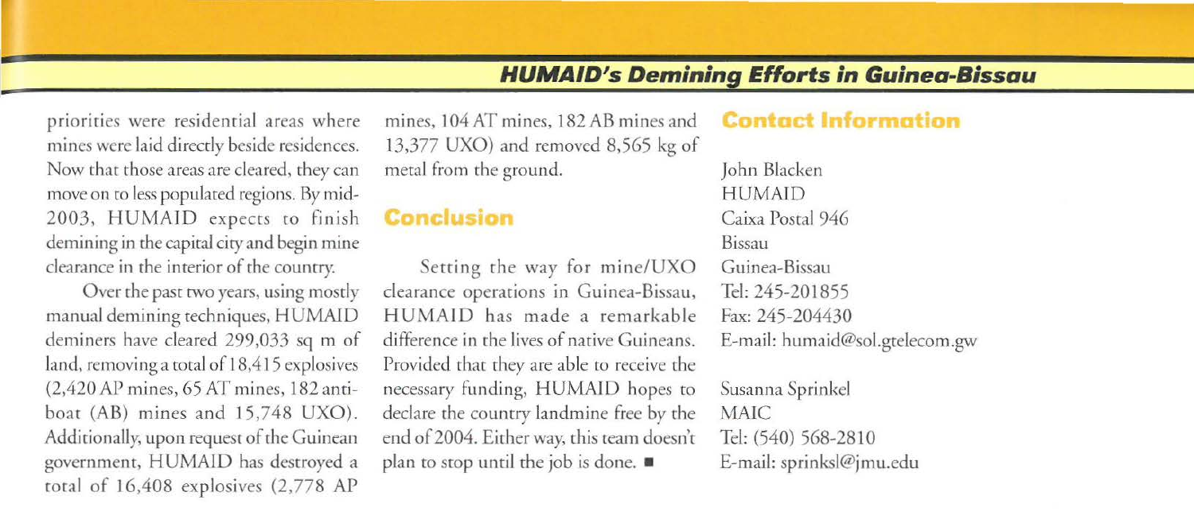priorities were residential areas where mines were laid directly beside residences. Now that those areas are cleared, they can move on to less populated regions. By mid-2003, HUMAID expects to finish demining in the capital city and begin mine clearance in the interior of the country.

Over the past two years, using mostly manual demining techniques, HUMAID deminers have cleared 299,033 sq m of land, removing a total of 18,415 explosives (2,420 AP mines, 65 AT mines, 182 anti-boat (AB) mines and 15,748 UXO). Additionally, upon request of the Guinean government, HUMAID has destroyed a total of 16,408 explosives (2,778 AP mines, 104 AT mines, 182 AB mines and 13,377 UXO) and removed 8,565 kg of metal from the ground.

## Conclusion

Setting the way for mine/UXO clearance operations in Guinea-Bissau, HUMAID has made a remarkable difference in the lives of native Guineans. Provided that they are able to receive the necessary funding, HUMAID hopes to declare the country landmine free by the end of 2004. Either way, this team doesn't plan to stop until the job is done. ■

## Contact Information

John Blacken
HUMAID
Caixa Postal 946
Bissau
Guinea-Bissau
Tel: 245-201855
Fax: 245-204430
E-mail: humaid@sol.gtelecom.gw

Susanna Sprinkel
MAIC
Tel: (540) 568-2810
E-mail: sprinksl@jmu.edu